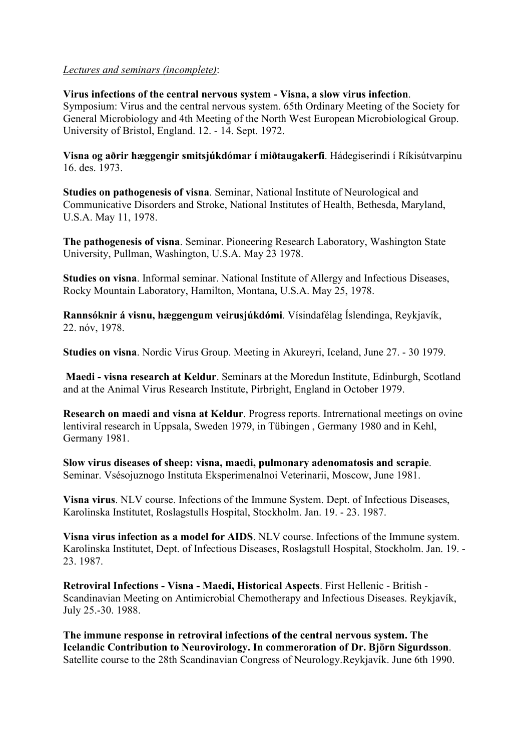*Lectures and seminars (incomplete)*:

**Virus infections of the central nervous system - Visna, a slow virus infection**. Symposium: Virus and the central nervous system. 65th Ordinary Meeting of the Society for General Microbiology and 4th Meeting of the North West European Microbiological Group. University of Bristol, England. 12. - 14. Sept. 1972.

**Visna og aðrir hæggengir smitsjúkdómar í miðtaugakerfi**. Hádegiserindi í Ríkisútvarpinu 16. des. 1973.

**Studies on pathogenesis of visna**. Seminar, National Institute of Neurological and Communicative Disorders and Stroke, National Institutes of Health, Bethesda, Maryland, U.S.A. May 11, 1978.

**The pathogenesis of visna**. Seminar. Pioneering Research Laboratory, Washington State University, Pullman, Washington, U.S.A. May 23 1978.

**Studies on visna**. Informal seminar. National Institute of Allergy and Infectious Diseases, Rocky Mountain Laboratory, Hamilton, Montana, U.S.A. May 25, 1978.

**Rannsóknir á visnu, hæggengum veirusjúkdómi**. Vísindafélag Íslendinga, Reykjavík, 22. nóv, 1978.

**Studies on visna**. Nordic Virus Group. Meeting in Akureyri, Iceland, June 27. - 30 1979.

**Maedi - visna research at Keldur**. Seminars at the Moredun Institute, Edinburgh, Scotland and at the Animal Virus Research Institute, Pirbright, England in October 1979.

**Research on maedi and visna at Keldur**. Progress reports. Intrernational meetings on ovine lentiviral research in Uppsala, Sweden 1979, in Tübingen , Germany 1980 and in Kehl, Germany 1981.

**Slow virus diseases of sheep: visna, maedi, pulmonary adenomatosis and scrapie**. Seminar. Vsésojuznogo Instituta Eksperimenalnoi Veterinarii, Moscow, June 1981.

**Visna virus**. NLV course. Infections of the Immune System. Dept. of Infectious Diseases, Karolinska Institutet, Roslagstulls Hospital, Stockholm. Jan. 19. - 23. 1987.

**Visna virus infection as a model for AIDS**. NLV course. Infections of the Immune system. Karolinska Institutet, Dept. of Infectious Diseases, Roslagstull Hospital, Stockholm. Jan. 19. - 23. 1987.

**Retroviral Infections - Visna - Maedi, Historical Aspects**. First Hellenic - British - Scandinavian Meeting on Antimicrobial Chemotherapy and Infectious Diseases. Reykjavík, July 25.-30. 1988.

**The immune response in retroviral infections of the central nervous system. The Icelandic Contribution to Neurovirology. In commeroration of Dr. Björn Sigurdsson**. Satellite course to the 28th Scandinavian Congress of Neurology.Reykjavík. June 6th 1990.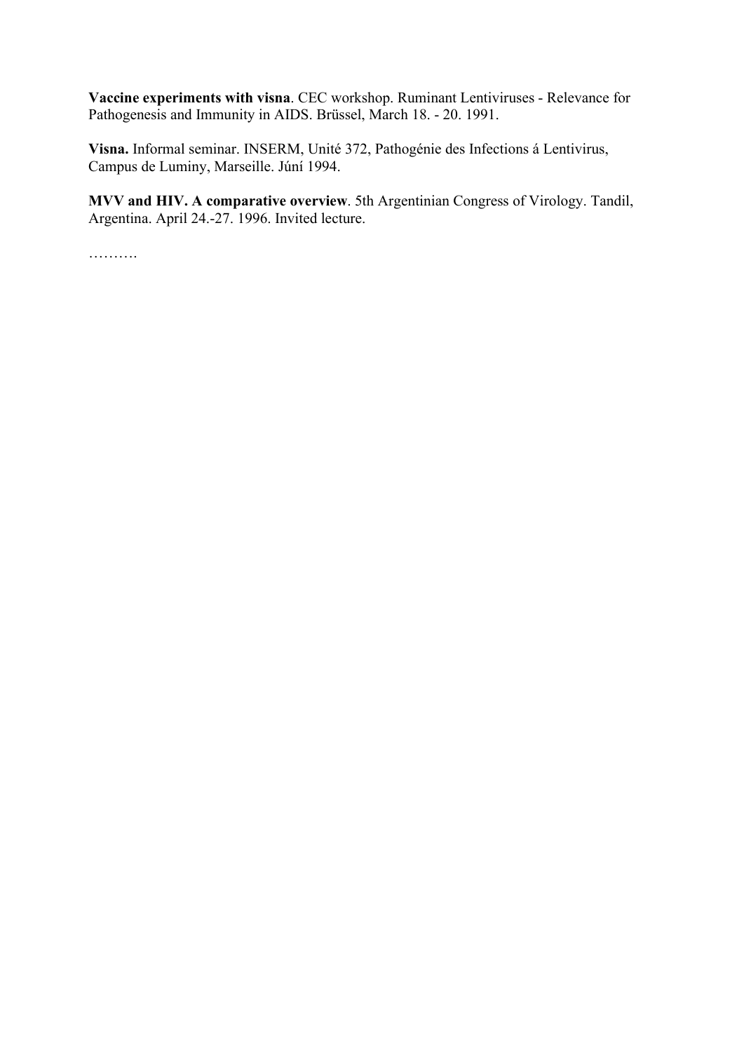**Vaccine experiments with visna**. CEC workshop. Ruminant Lentiviruses - Relevance for Pathogenesis and Immunity in AIDS. Brüssel, March 18. - 20. 1991.

**Visna.** Informal seminar. INSERM, Unité 372, Pathogénie des Infections á Lentivirus, Campus de Luminy, Marseille. Júní 1994.

**MVV and HIV. A comparative overview**. 5th Argentinian Congress of Virology. Tandil, Argentina. April 24.-27. 1996. Invited lecture.

……….